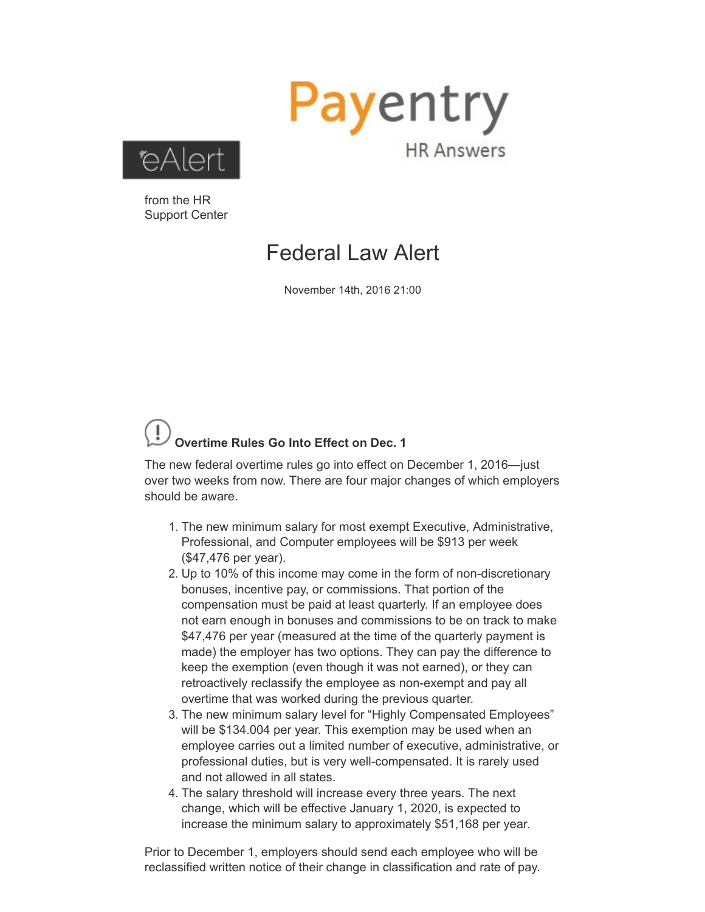Payentry

HR Answers

eAlert

from the HR Support Center

# Federal Law Alert

November 14th, 2016 21:00

### Overtime Rules Go Into Effect on Dec. 1

The new federal overtime rules go into effect on December 1, 2016—just over two weeks from now. There are four major changes of which employers should be aware.

1. The new minimum salary for most exempt Executive, Administrative, Professional, and Computer employees will be $913 per week ($47,476 per year).
2. Up to 10% of this income may come in the form of non-discretionary bonuses, incentive pay, or commissions. That portion of the compensation must be paid at least quarterly. If an employee does not earn enough in bonuses and commissions to be on track to make $47,476 per year (measured at the time of the quarterly payment is made) the employer has two options. They can pay the difference to keep the exemption (even though it was not earned), or they can retroactively reclassify the employee as non-exempt and pay all overtime that was worked during the previous quarter.
3. The new minimum salary level for "Highly Compensated Employees" will be $134.004 per year. This exemption may be used when an employee carries out a limited number of executive, administrative, or professional duties, but is very well-compensated. It is rarely used and not allowed in all states.
4. The salary threshold will increase every three years. The next change, which will be effective January 1, 2020, is expected to increase the minimum salary to approximately $51,168 per year.

Prior to December 1, employers should send each employee who will be reclassified written notice of their change in classification and rate of pay.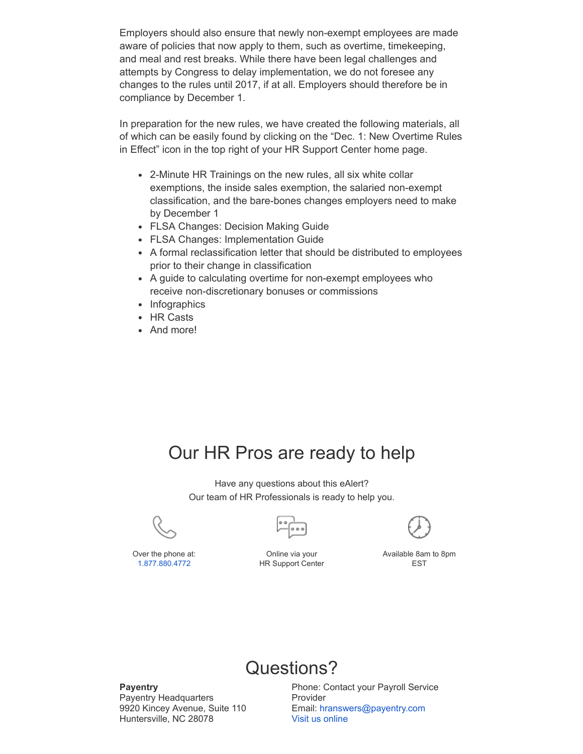Employers should also ensure that newly non-exempt employees are made aware of policies that now apply to them, such as overtime, timekeeping, and meal and rest breaks. While there have been legal challenges and attempts by Congress to delay implementation, we do not foresee any changes to the rules until 2017, if at all. Employers should therefore be in compliance by December 1.

In preparation for the new rules, we have created the following materials, all of which can be easily found by clicking on the "Dec. 1: New Overtime Rules in Effect" icon in the top right of your HR Support Center home page.

- 2-Minute HR Trainings on the new rules, all six white collar exemptions, the inside sales exemption, the salaried non-exempt classification, and the bare-bones changes employers need to make by December 1
- FLSA Changes: Decision Making Guide
- FLSA Changes: Implementation Guide
- A formal reclassification letter that should be distributed to employees prior to their change in classification
- A guide to calculating overtime for non-exempt employees who receive non-discretionary bonuses or commissions
- Infographics
- HR Casts
- And more!

# Our HR Pros are ready to help

Have any questions about this eAlert?
Our team of HR Professionals is ready to help you.

Over the phone at:
1.877.880.4772

Online via your
HR Support Center

Available 8am to 8pm
EST

# Questions?

**Payentry**
Payentry Headquarters
9920 Kincey Avenue, Suite 110
Huntersville, NC 28078

Phone: Contact your Payroll Service Provider
Email: hranswers@payentry.com
Visit us online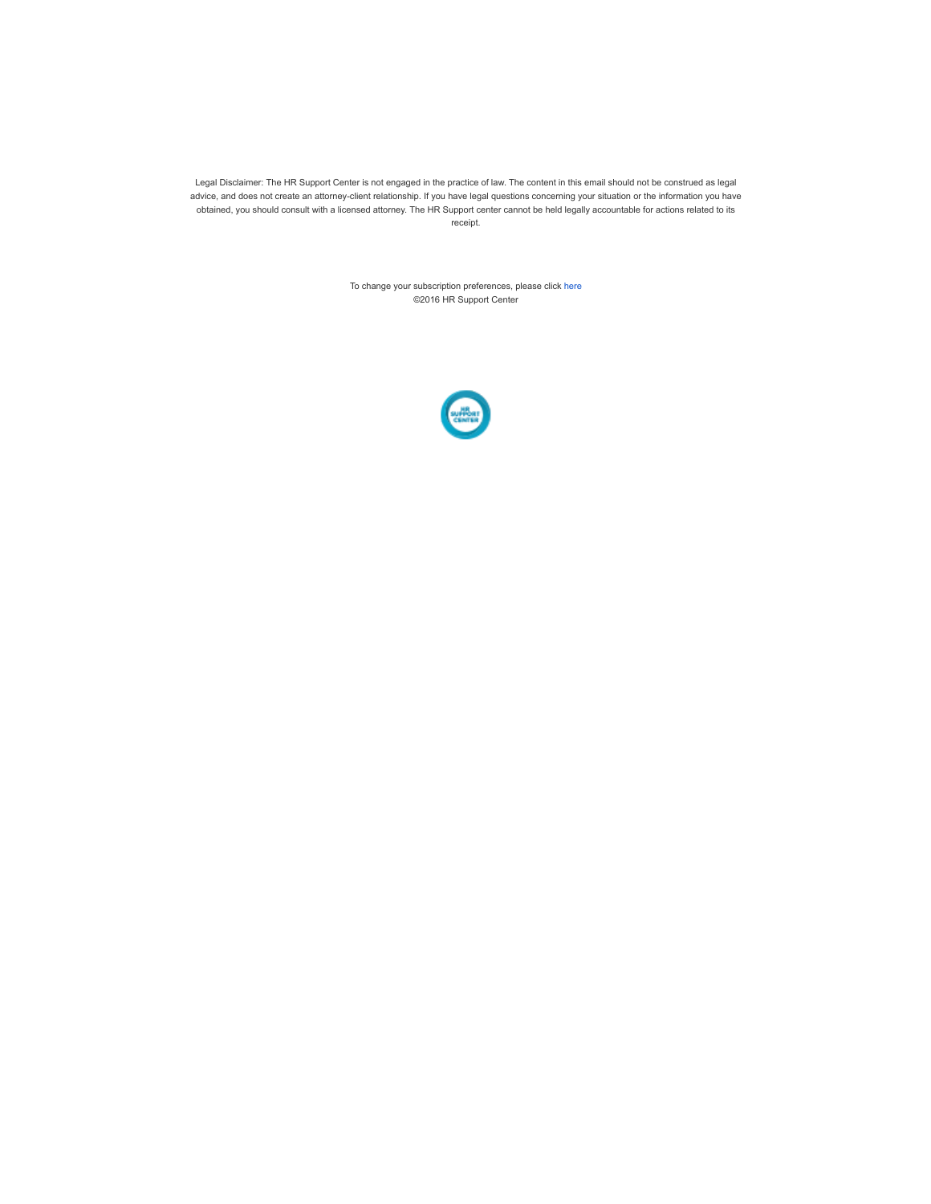Legal Disclaimer: The HR Support Center is not engaged in the practice of law. The content in this email should not be construed as legal advice, and does not create an attorney-client relationship. If you have legal questions concerning your situation or the information you have obtained, you should consult with a licensed attorney. The HR Support center cannot be held legally accountable for actions related to its receipt.

To change your subscription preferences, please click here
©2016 HR Support Center